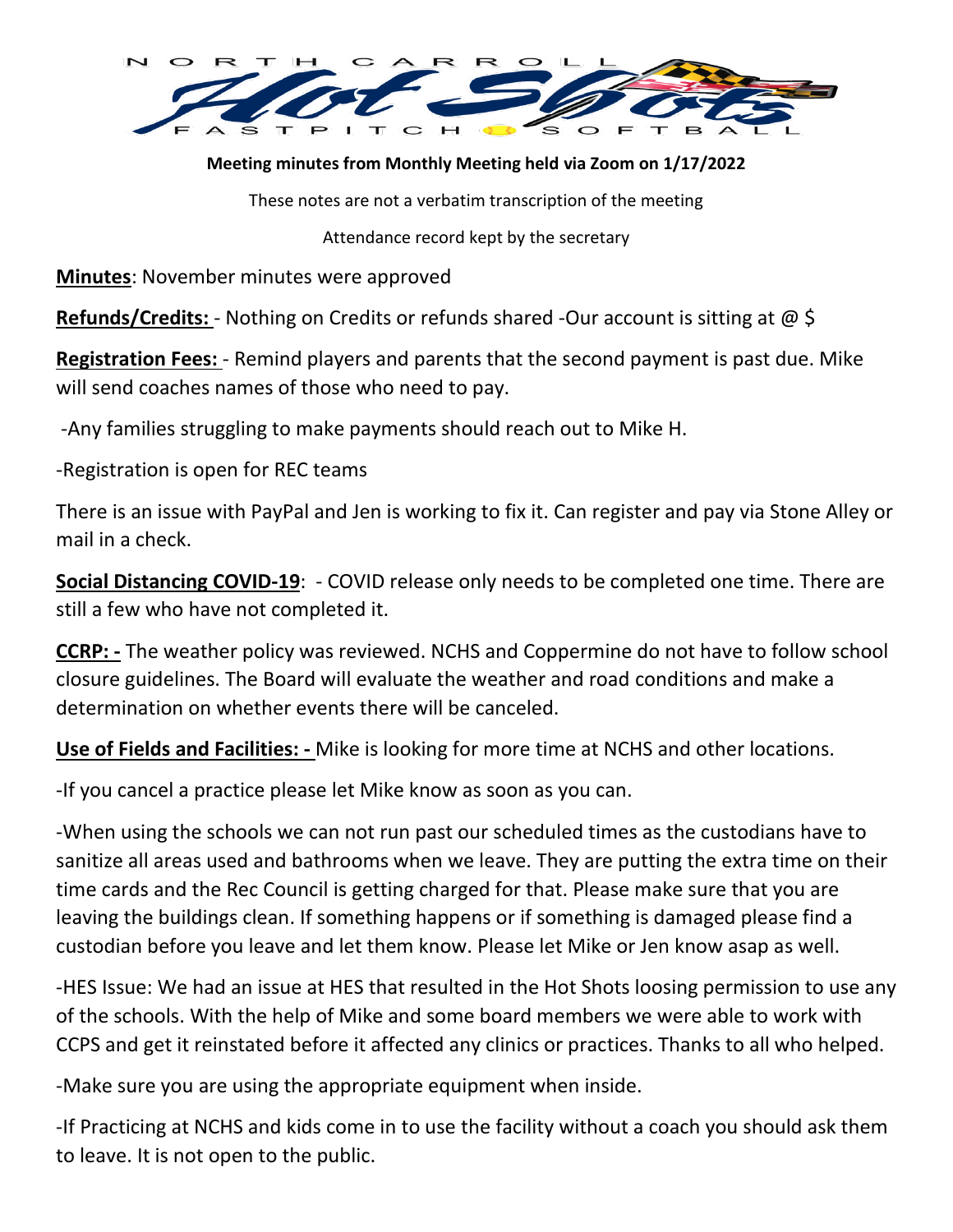**Meeting minutes from Monthly Meeting held via Zoom on 1/17/2022**

These notes are not a verbatim transcription of the meeting

Attendance record kept by the secretary

**Minutes**: November minutes were approved

**Refunds/Credits:** - Nothing on Credits or refunds shared -Our account is sitting at @ $

**Registration Fees:** - Remind players and parents that the second payment is past due. Mike will send coaches names of those who need to pay.

-Any families struggling to make payments should reach out to Mike H.

-Registration is open for REC teams

There is an issue with PayPal and Jen is working to fix it. Can register and pay via Stone Alley or mail in a check.

**Social Distancing COVID-19**: - COVID release only needs to be completed one time. There are still a few who have not completed it.

**CCRP: -** The weather policy was reviewed. NCHS and Coppermine do not have to follow school closure guidelines. The Board will evaluate the weather and road conditions and make a determination on whether events there will be canceled.

**Use of Fields and Facilities: -** Mike is looking for more time at NCHS and other locations.

-If you cancel a practice please let Mike know as soon as you can.

-When using the schools we can not run past our scheduled times as the custodians have to sanitize all areas used and bathrooms when we leave. They are putting the extra time on their time cards and the Rec Council is getting charged for that. Please make sure that you are leaving the buildings clean. If something happens or if something is damaged please find a custodian before you leave and let them know. Please let Mike or Jen know asap as well.

-HES Issue: We had an issue at HES that resulted in the Hot Shots loosing permission to use any of the schools. With the help of Mike and some board members we were able to work with CCPS and get it reinstated before it affected any clinics or practices. Thanks to all who helped.

-Make sure you are using the appropriate equipment when inside.

-If Practicing at NCHS and kids come in to use the facility without a coach you should ask them to leave. It is not open to the public.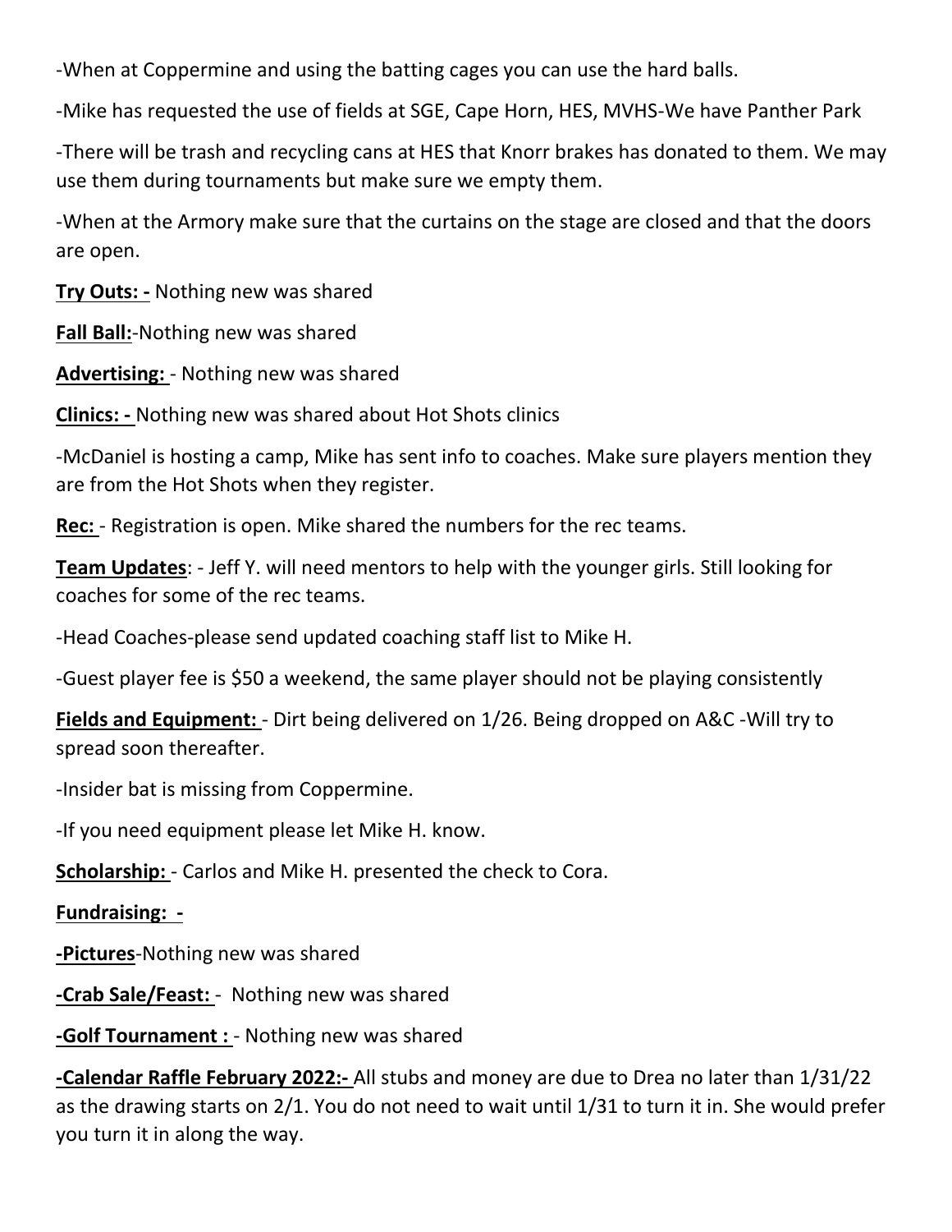-When at Coppermine and using the batting cages you can use the hard balls.

-Mike has requested the use of fields at SGE, Cape Horn, HES, MVHS-We have Panther Park

-There will be trash and recycling cans at HES that Knorr brakes has donated to them. We may use them during tournaments but make sure we empty them.

-When at the Armory make sure that the curtains on the stage are closed and that the doors are open.

**Try Outs: -** Nothing new was shared

**Fall Ball:**-Nothing new was shared

**Advertising:** - Nothing new was shared

**Clinics: -** Nothing new was shared about Hot Shots clinics

-McDaniel is hosting a camp, Mike has sent info to coaches. Make sure players mention they are from the Hot Shots when they register.

**Rec:** - Registration is open. Mike shared the numbers for the rec teams.

**Team Updates**: - Jeff Y. will need mentors to help with the younger girls. Still looking for coaches for some of the rec teams.

-Head Coaches-please send updated coaching staff list to Mike H.

-Guest player fee is $50 a weekend, the same player should not be playing consistently

**Fields and Equipment:** - Dirt being delivered on 1/26. Being dropped on A&C -Will try to spread soon thereafter.

-Insider bat is missing from Coppermine.

-If you need equipment please let Mike H. know.

**Scholarship:** - Carlos and Mike H. presented the check to Cora.

**Fundraising: -**

**-Pictures**-Nothing new was shared

**-Crab Sale/Feast:** - Nothing new was shared

**-Golf Tournament :** - Nothing new was shared

**-Calendar Raffle February 2022:-** All stubs and money are due to Drea no later than 1/31/22 as the drawing starts on 2/1. You do not need to wait until 1/31 to turn it in. She would prefer you turn it in along the way.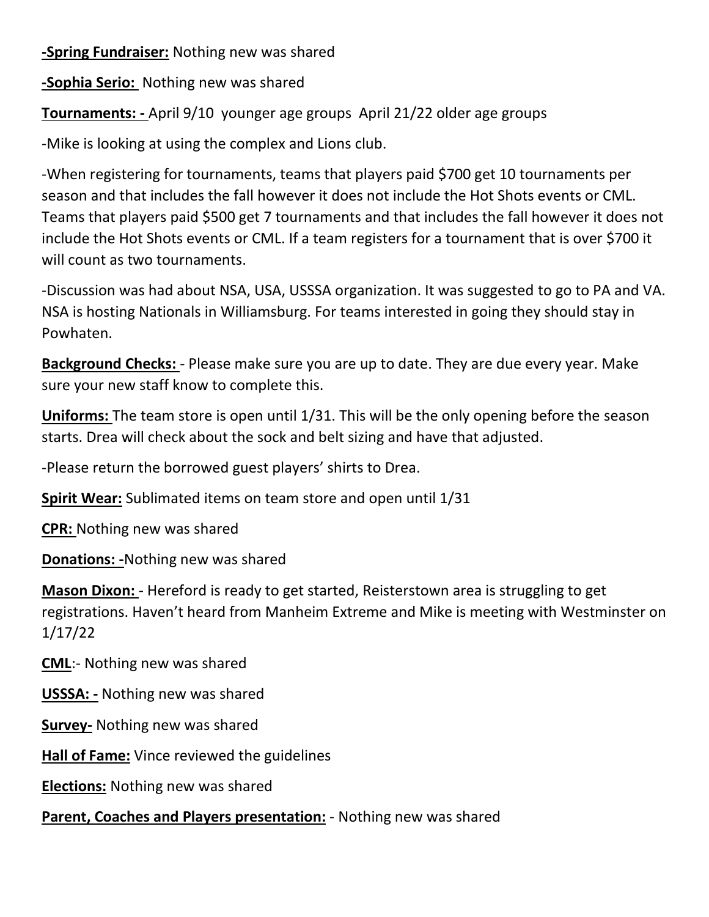**-Spring Fundraiser:** Nothing new was shared

**-Sophia Serio:** Nothing new was shared

**Tournaments: -** April 9/10 younger age groups April 21/22 older age groups

-Mike is looking at using the complex and Lions club.

-When registering for tournaments, teams that players paid $700 get 10 tournaments per season and that includes the fall however it does not include the Hot Shots events or CML. Teams that players paid $500 get 7 tournaments and that includes the fall however it does not include the Hot Shots events or CML. If a team registers for a tournament that is over $700 it will count as two tournaments.

-Discussion was had about NSA, USA, USSSA organization. It was suggested to go to PA and VA. NSA is hosting Nationals in Williamsburg. For teams interested in going they should stay in Powhaten.

**Background Checks:** - Please make sure you are up to date. They are due every year. Make sure your new staff know to complete this.

**Uniforms:** The team store is open until 1/31. This will be the only opening before the season starts. Drea will check about the sock and belt sizing and have that adjusted.

-Please return the borrowed guest players' shirts to Drea.

**Spirit Wear:** Sublimated items on team store and open until 1/31

**CPR:** Nothing new was shared

**Donations: -**Nothing new was shared

**Mason Dixon:** - Hereford is ready to get started, Reisterstown area is struggling to get registrations. Haven't heard from Manheim Extreme and Mike is meeting with Westminster on 1/17/22

**CML**:- Nothing new was shared

**USSSA: -** Nothing new was shared

**Survey-** Nothing new was shared

**Hall of Fame:** Vince reviewed the guidelines

**Elections:** Nothing new was shared

**Parent, Coaches and Players presentation:** - Nothing new was shared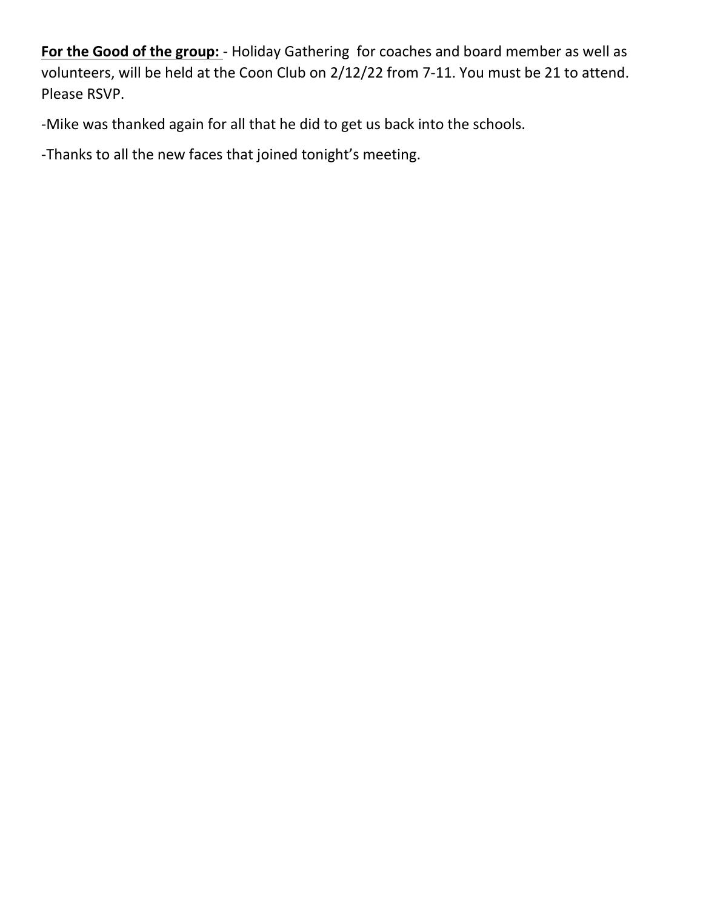**For the Good of the group:** - Holiday Gathering  for coaches and board member as well as volunteers, will be held at the Coon Club on 2/12/22 from 7-11. You must be 21 to attend. Please RSVP.

-Mike was thanked again for all that he did to get us back into the schools.

-Thanks to all the new faces that joined tonight's meeting.